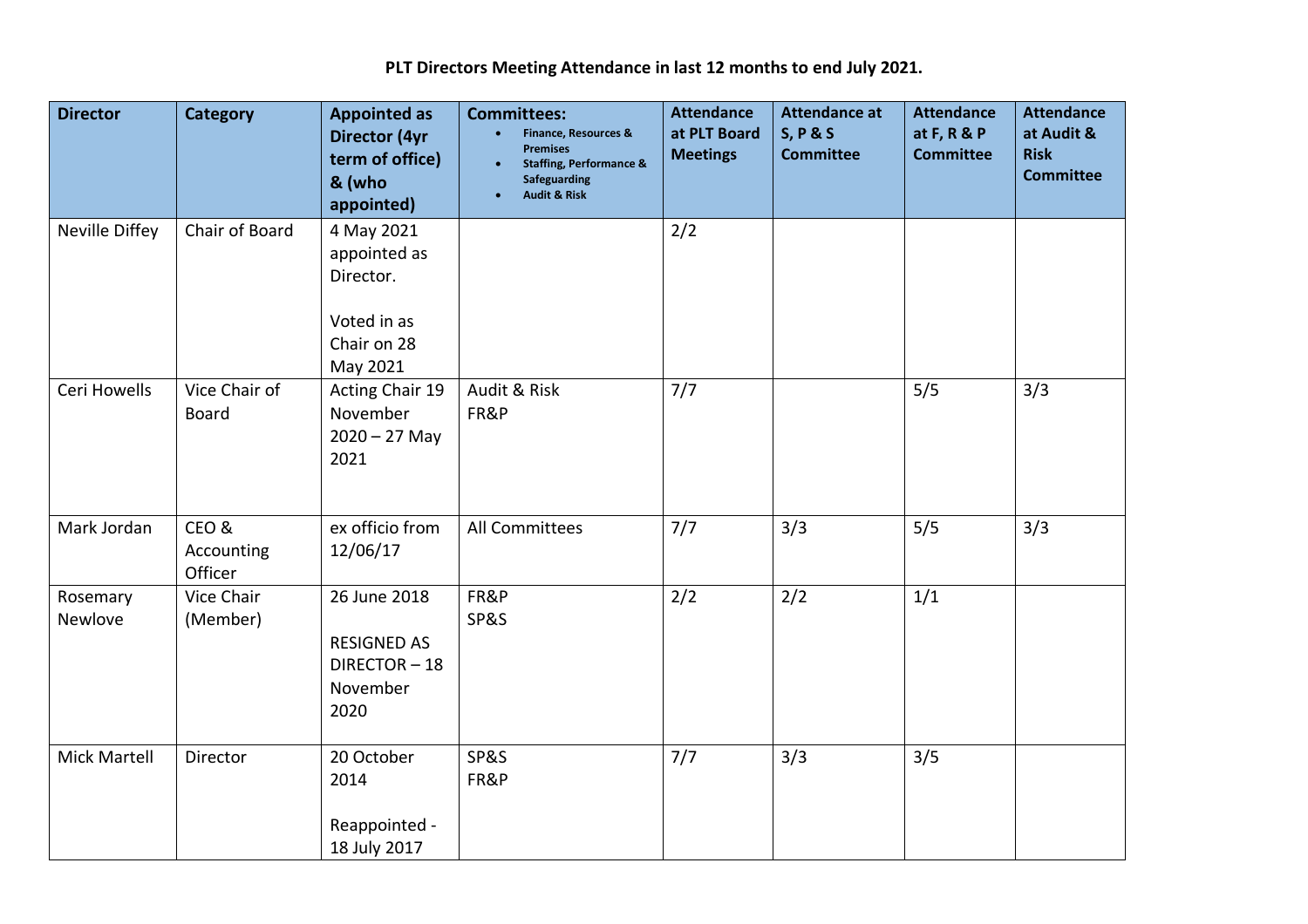**PLT Directors Meeting Attendance in last 12 months to end July 2021.**

| Director | Category | Appointed as Director (4yr term of office) & (who appointed) | Committees: <br>• Finance, Resources & Premises <br>• Staffing, Performance & Safeguarding <br>• Audit & Risk | Attendance at PLT Board Meetings | Attendance at S, P & S Committee | Attendance at F, R & P Committee | Attendance at Audit & Risk Committee |
|---|---|---|---|---|---|---|---|
| Neville Diffey | Chair of Board | 4 May 2021 appointed as Director.<br><br>Voted in as Chair on 28 May 2021 | | 2/2 | | | |
| Ceri Howells | Vice Chair of Board | Acting Chair 19 November 2020 – 27 May 2021 | Audit & Risk<br>FR&P | 7/7 | | 5/5 | 3/3 |
| Mark Jordan | CEO & Accounting Officer | ex officio from 12/06/17 | All Committees | 7/7 | 3/3 | 5/5 | 3/3 |
| Rosemary Newlove | Vice Chair (Member) | 26 June 2018<br><br>RESIGNED AS DIRECTOR – 18 November 2020 | FR&P<br>SP&S | 2/2 | 2/2 | 1/1 | |
| Mick Martell | Director | 20 October 2014<br><br>Reappointed - 18 July 2017 | SP&S<br>FR&P | 7/7 | 3/3 | 3/5 | |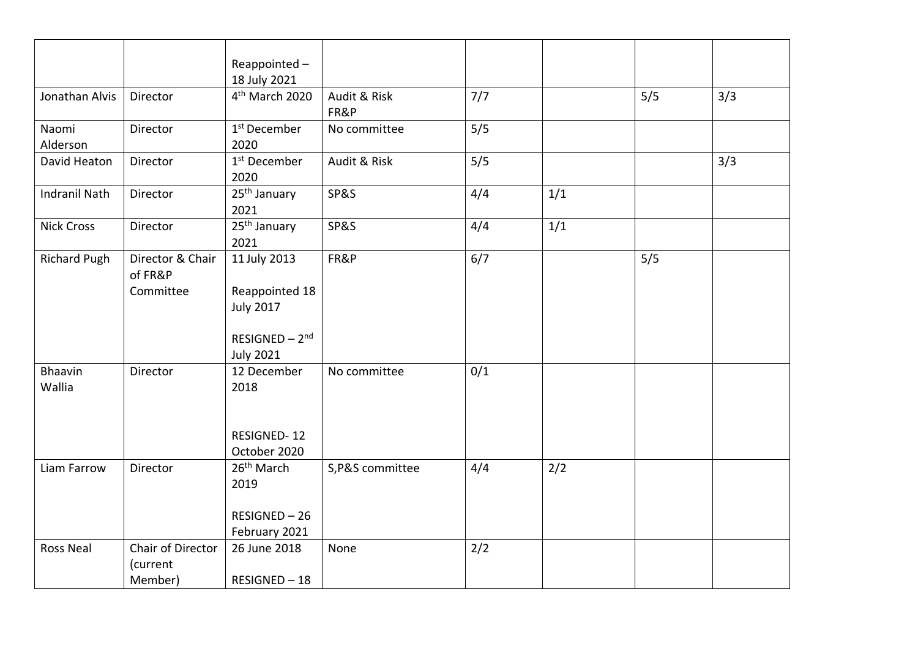| | | | | | | | |
|---|---|---|---|---|---|---|---|
| | | Reappointed – 18 July 2021 | | | | | |
| Jonathan Alvis | Director | 4th March 2020 | Audit & Risk FR&P | 7/7 | | 5/5 | 3/3 |
| Naomi Alderson | Director | 1st December 2020 | No committee | 5/5 | | | |
| David Heaton | Director | 1st December 2020 | Audit & Risk | 5/5 | | | 3/3 |
| Indranil Nath | Director | 25th January 2021 | SP&S | 4/4 | 1/1 | | |
| Nick Cross | Director | 25th January 2021 | SP&S | 4/4 | 1/1 | | |
| Richard Pugh | Director & Chair of FR&P Committee | 11 July 2013<br><br>Reappointed 18 July 2017<br><br>RESIGNED – 2nd July 2021 | FR&P | 6/7 | | 5/5 | |
| Bhaavin Wallia | Director | 12 December 2018<br><br>RESIGNED- 12 October 2020 | No committee | 0/1 | | | |
| Liam Farrow | Director | 26th March 2019<br><br>RESIGNED – 26 February 2021 | S,P&S committee | 4/4 | 2/2 | | |
| Ross Neal | Chair of Director (current Member) | 26 June 2018<br><br>RESIGNED – 18 | None | 2/2 | | | |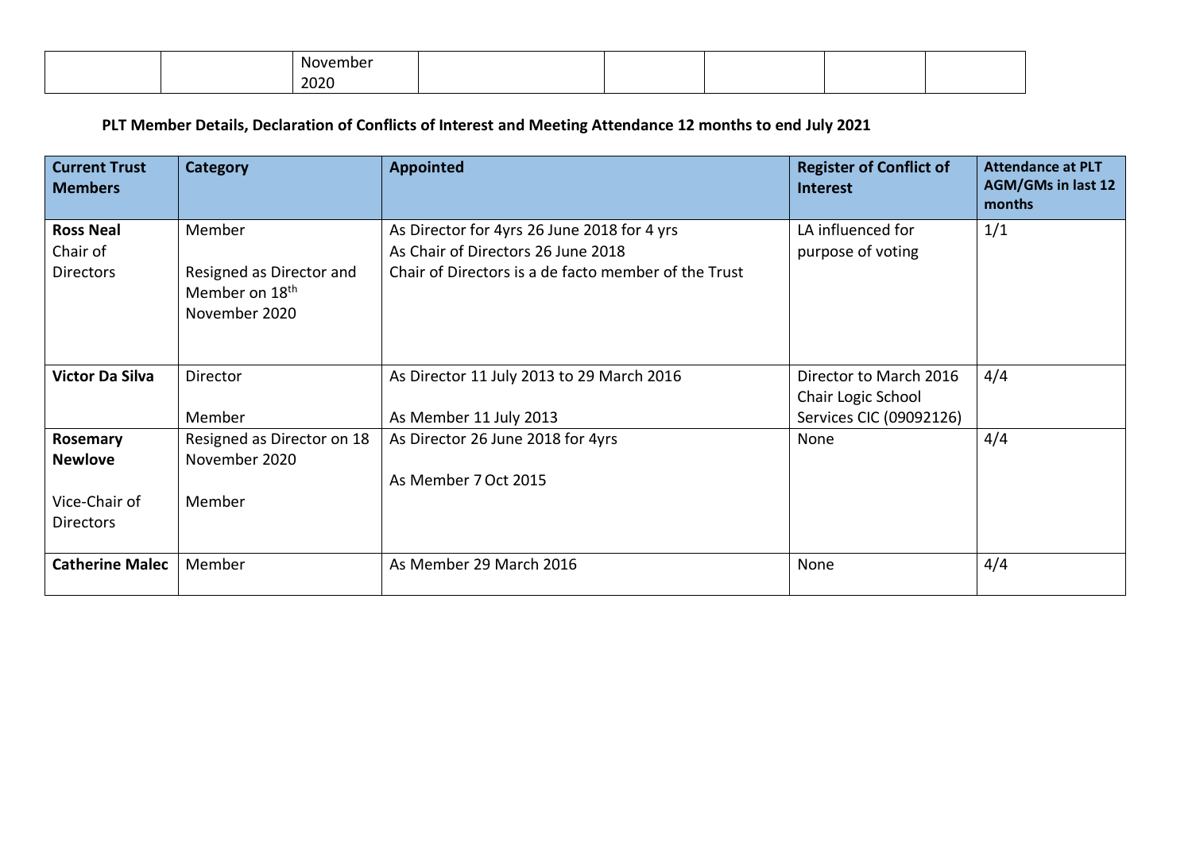| | | | | | | | |
|---|---|---|---|---|---|---|---|
| | | November 2020 | | | | | |

**PLT Member Details, Declaration of Conflicts of Interest and Meeting Attendance 12 months to end July 2021**

| Current Trust Members | Category | Appointed | Register of Conflict of Interest | Attendance at PLT AGM/GMs in last 12 months |
|---|---|---|---|---|
| **Ross Neal** Chair of Directors | Member<br><br>Resigned as Director and Member on 18th November 2020 | As Director for 4yrs 26 June 2018 for 4 yrs<br>As Chair of Directors 26 June 2018<br>Chair of Directors is a de facto member of the Trust | LA influenced for purpose of voting | 1/1 |
| **Victor Da Silva** | Director<br><br>Member | As Director 11 July 2013 to 29 March 2016<br><br>As Member 11 July 2013 | Director to March 2016 Chair Logic School Services CIC (09092126) | 4/4 |
| **Rosemary Newlove**<br><br>Vice-Chair of Directors | Resigned as Director on 18 November 2020<br><br>Member | As Director 26 June 2018 for 4yrs<br><br>As Member 7 Oct 2015 | None | 4/4 |
| **Catherine Malec** | Member | As Member 29 March 2016 | None | 4/4 |